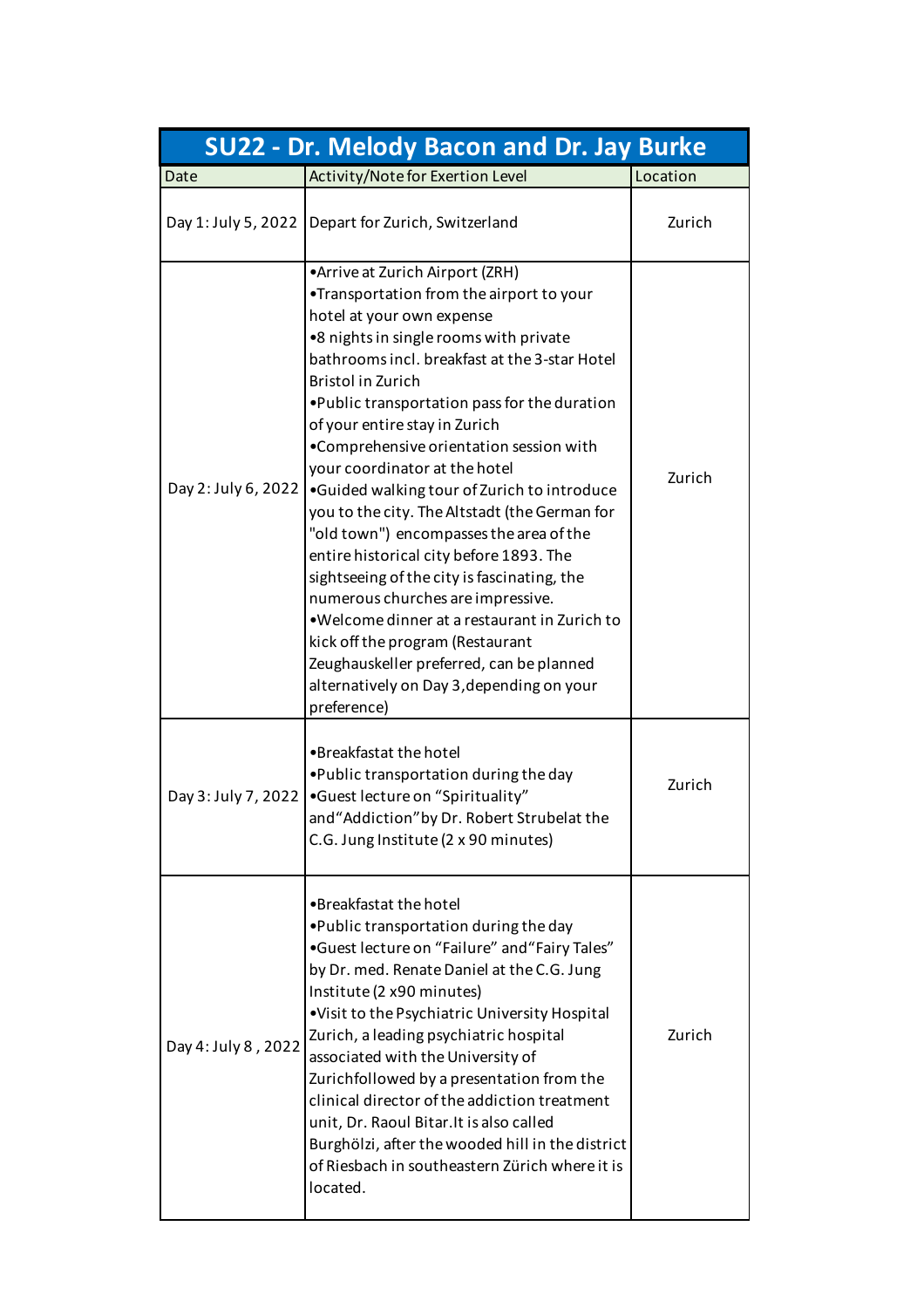| SU22 - Dr. Melody Bacon and Dr. Jay Burke | | |
|---|---|---|
| Date | Activity/Note for Exertion Level | Location |
| Day 1: July 5, 2022 | Depart for Zurich, Switzerland | Zurich |
| Day 2: July 6, 2022 | •Arrive at Zurich Airport (ZRH)<br>•Transportation from the airport to your hotel at your own expense<br>•8 nights in single rooms with private bathrooms incl. breakfast at the 3-star Hotel Bristol in Zurich<br>•Public transportation pass for the duration of your entire stay in Zurich<br>•Comprehensive orientation session with your coordinator at the hotel<br>•Guided walking tour of Zurich to introduce you to the city. The Altstadt (the German for "old town") encompasses the area of the entire historical city before 1893. The sightseeing of the city is fascinating, the numerous churches are impressive.<br>•Welcome dinner at a restaurant in Zurich to kick off the program (Restaurant Zeughauskeller preferred, can be planned alternatively on Day 3,depending on your preference) | Zurich |
| Day 3: July 7, 2022 | •Breakfastat the hotel<br>•Public transportation during the day<br>•Guest lecture on "Spirituality" and"Addiction"by Dr. Robert Strubelat the C.G. Jung Institute (2 x 90 minutes) | Zurich |
| Day 4: July 8 , 2022 | •Breakfastat the hotel<br>•Public transportation during the day<br>•Guest lecture on "Failure" and"Fairy Tales" by Dr. med. Renate Daniel at the C.G. Jung Institute (2 x90 minutes)<br>•Visit to the Psychiatric University Hospital Zurich, a leading psychiatric hospital associated with the University of Zurichfollowed by a presentation from the clinical director of the addiction treatment unit, Dr. Raoul Bitar.It is also called Burghölzi, after the wooded hill in the district of Riesbach in southeastern Zürich where it is located. | Zurich |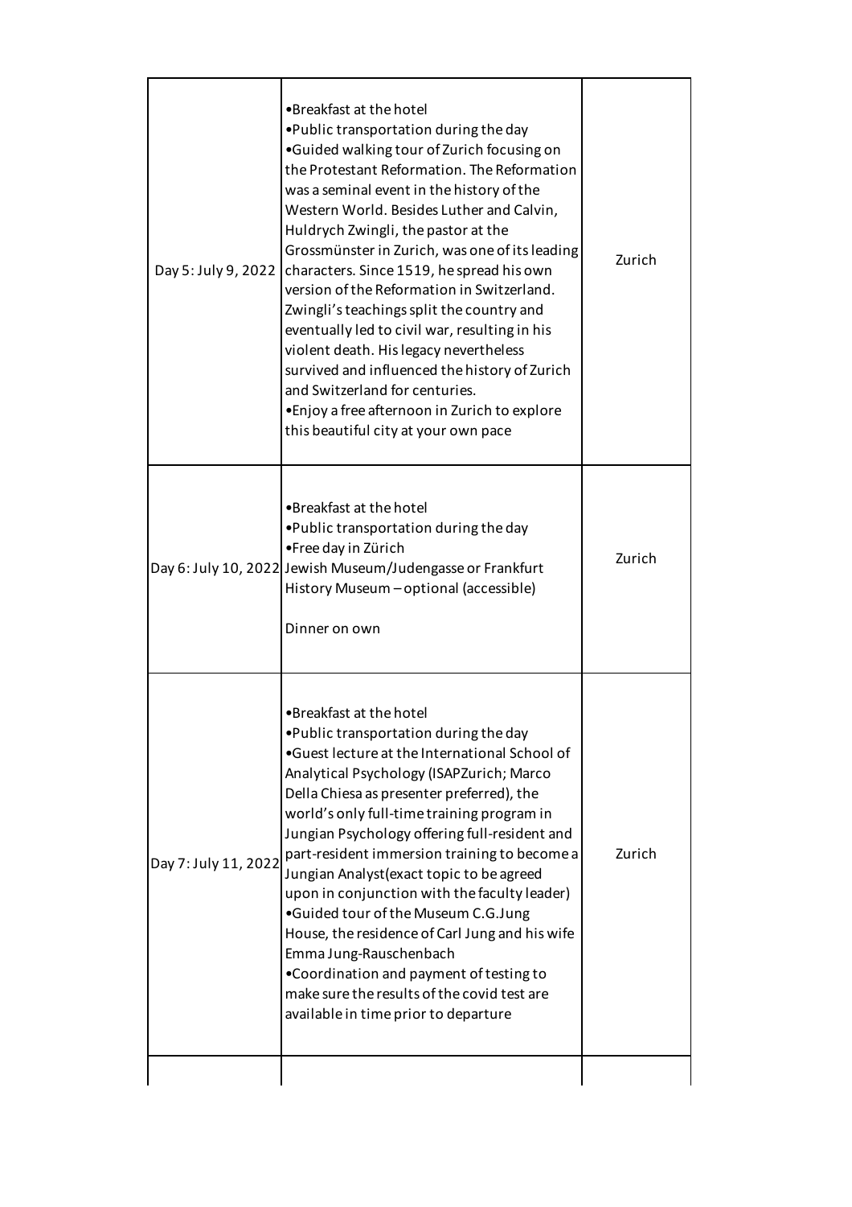| | | |
|---|---|---|
| Day 5: July 9, 2022 | •Breakfast at the hotel<br>•Public transportation during the day<br>•Guided walking tour of Zurich focusing on the Protestant Reformation. The Reformation was a seminal event in the history of the Western World. Besides Luther and Calvin, Huldrych Zwingli, the pastor at the Grossmünster in Zurich, was one of its leading characters. Since 1519, he spread his own version of the Reformation in Switzerland. Zwingli's teachings split the country and eventually led to civil war, resulting in his violent death. His legacy nevertheless survived and influenced the history of Zurich and Switzerland for centuries.<br>•Enjoy a free afternoon in Zurich to explore this beautiful city at your own pace | Zurich |
| Day 6: July 10, 2022 | •Breakfast at the hotel<br>•Public transportation during the day<br>•Free day in Zürich<br>Jewish Museum/Judengasse or Frankfurt History Museum – optional (accessible)<br><br>Dinner on own | Zurich |
| Day 7: July 11, 2022 | •Breakfast at the hotel<br>•Public transportation during the day<br>•Guest lecture at the International School of Analytical Psychology (ISAPZurich; Marco Della Chiesa as presenter preferred), the world's only full-time training program in Jungian Psychology offering full-resident and part-resident immersion training to become a Jungian Analyst(exact topic to be agreed upon in conjunction with the faculty leader)<br>•Guided tour of the Museum C.G.Jung House, the residence of Carl Jung and his wife Emma Jung-Rauschenbach<br>•Coordination and payment of testing to make sure the results of the covid test are available in time prior to departure | Zurich |
| | | |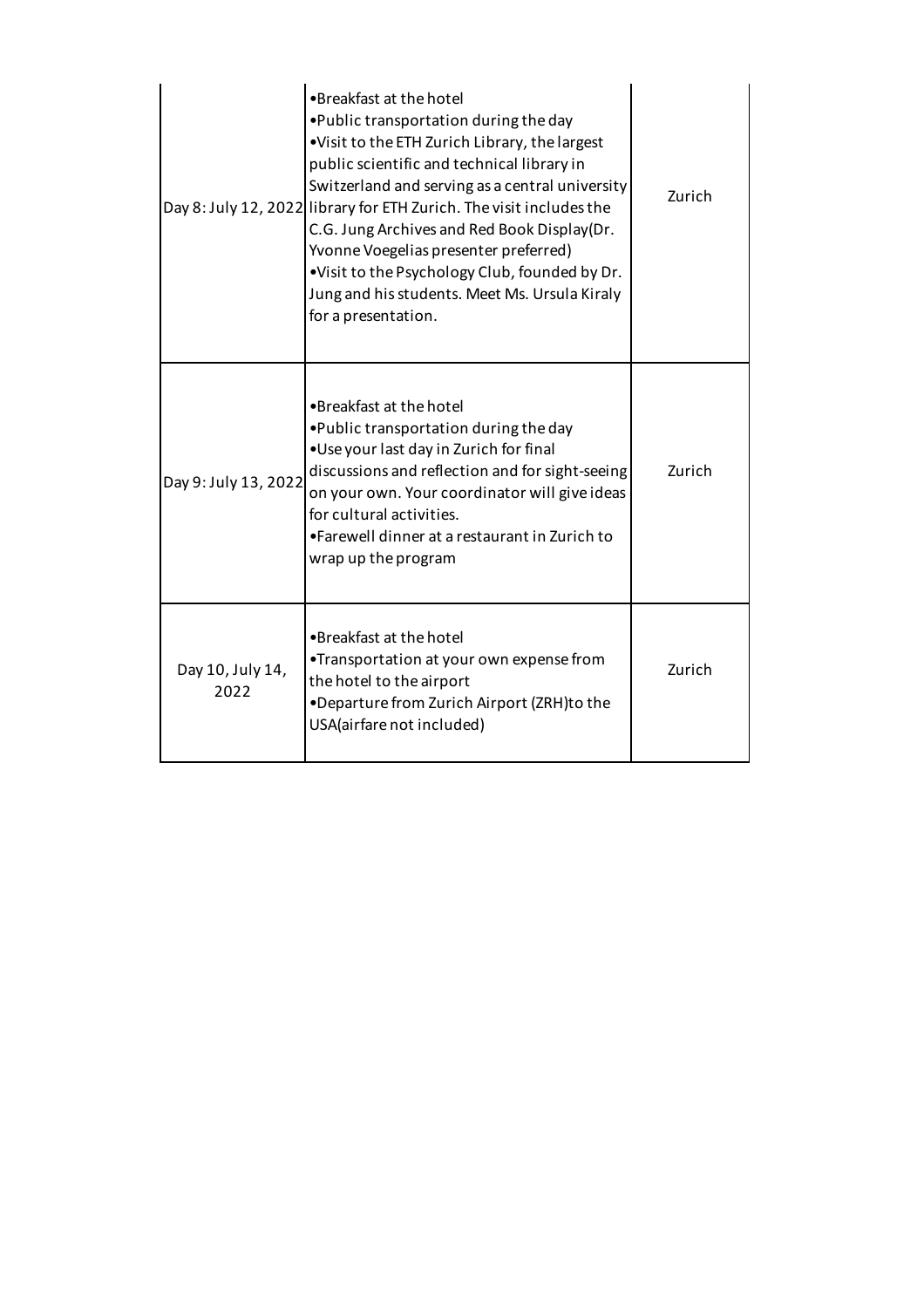| | | |
|---|---|---|
| Day 8: July 12, 2022 | •Breakfast at the hotel<br>•Public transportation during the day<br>•Visit to the ETH Zurich Library, the largest public scientific and technical library in Switzerland and serving as a central university library for ETH Zurich. The visit includes the C.G. Jung Archives and Red Book Display(Dr. Yvonne Voegelias presenter preferred)<br>•Visit to the Psychology Club, founded by Dr. Jung and his students. Meet Ms. Ursula Kiraly for a presentation. | Zurich |
| Day 9: July 13, 2022 | •Breakfast at the hotel<br>•Public transportation during the day<br>•Use your last day in Zurich for final discussions and reflection and for sight-seeing on your own. Your coordinator will give ideas for cultural activities.<br>•Farewell dinner at a restaurant in Zurich to wrap up the program | Zurich |
| Day 10, July 14, 2022 | •Breakfast at the hotel<br>•Transportation at your own expense from the hotel to the airport<br>•Departure from Zurich Airport (ZRH)to the USA(airfare not included) | Zurich |